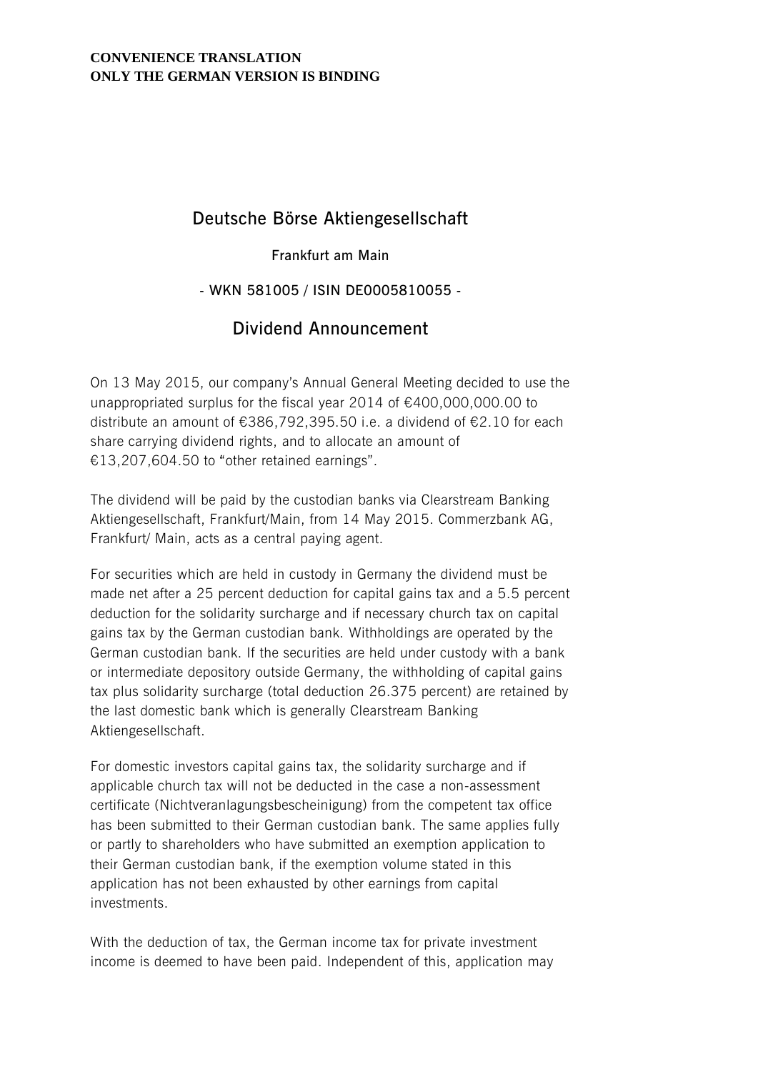**CONVENIENCE TRANSLATION**
**ONLY THE GERMAN VERSION IS BINDING**

# Deutsche Börse Aktiengesellschaft

**Frankfurt am Main**

**- WKN 581005 / ISIN DE0005810055 -**

## Dividend Announcement

On 13 May 2015, our company's Annual General Meeting decided to use the unappropriated surplus for the fiscal year 2014 of €400,000,000.00 to distribute an amount of €386,792,395.50 i.e. a dividend of €2.10 for each share carrying dividend rights, and to allocate an amount of €13,207,604.50 to "other retained earnings".

The dividend will be paid by the custodian banks via Clearstream Banking Aktiengesellschaft, Frankfurt/Main, from 14 May 2015. Commerzbank AG, Frankfurt/ Main, acts as a central paying agent.

For securities which are held in custody in Germany the dividend must be made net after a 25 percent deduction for capital gains tax and a 5.5 percent deduction for the solidarity surcharge and if necessary church tax on capital gains tax by the German custodian bank. Withholdings are operated by the German custodian bank. If the securities are held under custody with a bank or intermediate depository outside Germany, the withholding of capital gains tax plus solidarity surcharge (total deduction 26.375 percent) are retained by the last domestic bank which is generally Clearstream Banking Aktiengesellschaft.

For domestic investors capital gains tax, the solidarity surcharge and if applicable church tax will not be deducted in the case a non-assessment certificate (Nichtveranlagungsbescheinigung) from the competent tax office has been submitted to their German custodian bank. The same applies fully or partly to shareholders who have submitted an exemption application to their German custodian bank, if the exemption volume stated in this application has not been exhausted by other earnings from capital investments.

With the deduction of tax, the German income tax for private investment income is deemed to have been paid. Independent of this, application may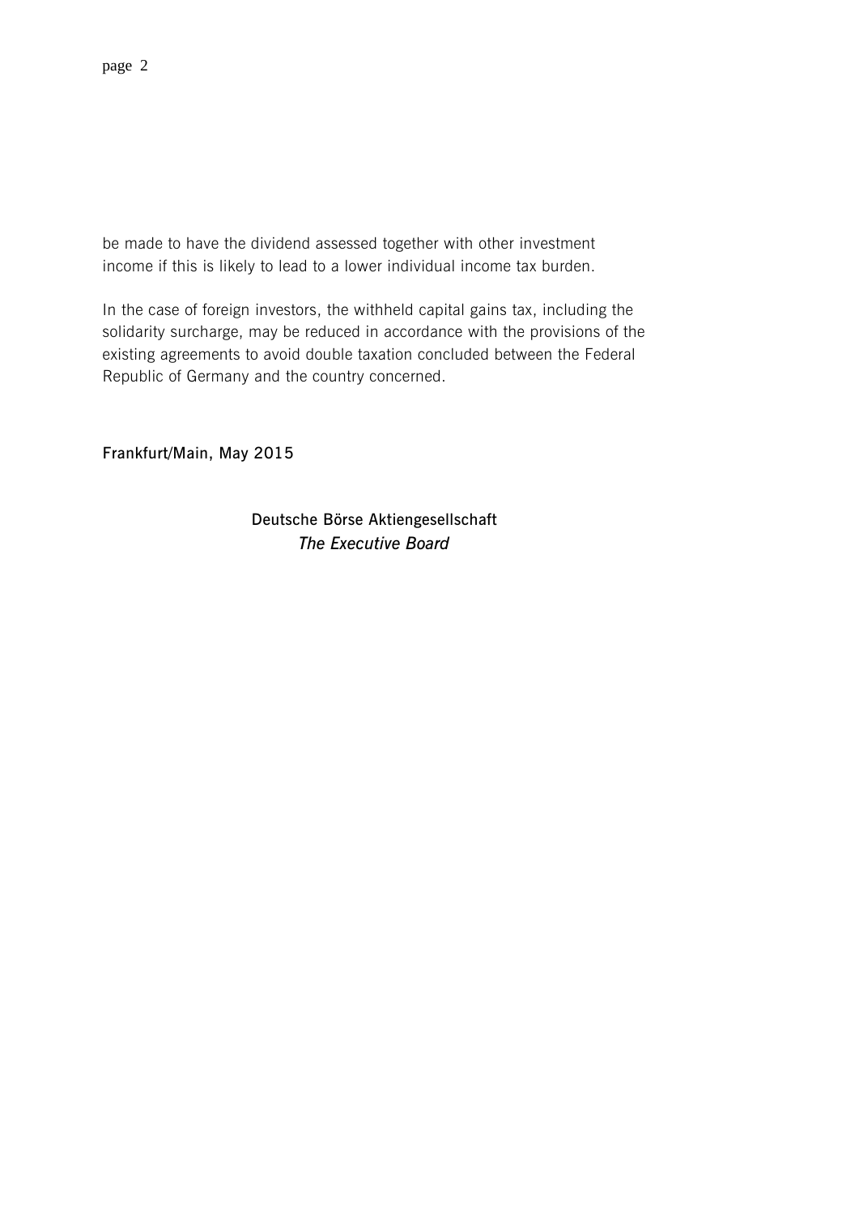be made to have the dividend assessed together with other investment income if this is likely to lead to a lower individual income tax burden.

In the case of foreign investors, the withheld capital gains tax, including the solidarity surcharge, may be reduced in accordance with the provisions of the existing agreements to avoid double taxation concluded between the Federal Republic of Germany and the country concerned.

**Frankfurt/Main, May 2015**

**Deutsche Börse Aktiengesellschaft**
***The Executive Board***